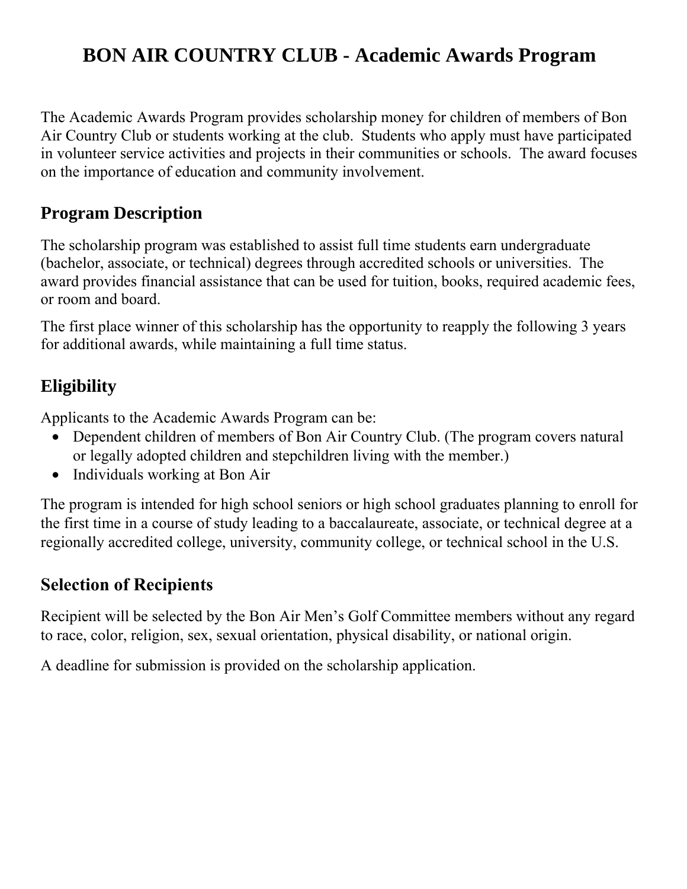# BON AIR COUNTRY CLUB - Academic Awards Program

The Academic Awards Program provides scholarship money for children of members of Bon Air Country Club or students working at the club. Students who apply must have participated in volunteer service activities and projects in their communities or schools. The award focuses on the importance of education and community involvement.

## Program Description

The scholarship program was established to assist full time students earn undergraduate (bachelor, associate, or technical) degrees through accredited schools or universities. The award provides financial assistance that can be used for tuition, books, required academic fees, or room and board.

The first place winner of this scholarship has the opportunity to reapply the following 3 years for additional awards, while maintaining a full time status.

## Eligibility

Applicants to the Academic Awards Program can be:

- Dependent children of members of Bon Air Country Club. (The program covers natural or legally adopted children and stepchildren living with the member.)
- Individuals working at Bon Air

The program is intended for high school seniors or high school graduates planning to enroll for the first time in a course of study leading to a baccalaureate, associate, or technical degree at a regionally accredited college, university, community college, or technical school in the U.S.

## Selection of Recipients

Recipient will be selected by the Bon Air Men's Golf Committee members without any regard to race, color, religion, sex, sexual orientation, physical disability, or national origin.

A deadline for submission is provided on the scholarship application.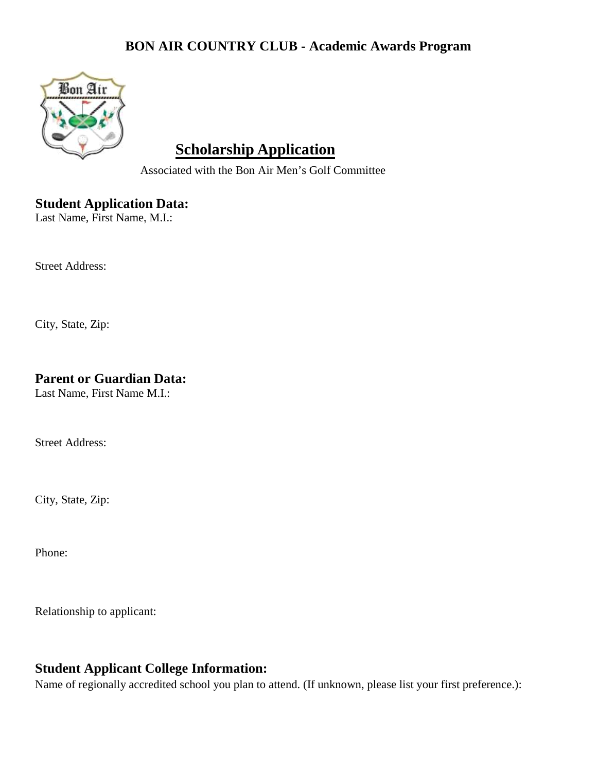## BON AIR COUNTRY CLUB - Academic Awards Program

# Scholarship Application

Associated with the Bon Air Men's Golf Committee

### Student Application Data:

Last Name, First Name, M.I.:

Street Address:

City, State, Zip:

### Parent or Guardian Data:

Last Name, First Name M.I.:

Street Address:

City, State, Zip:

Phone:

Relationship to applicant:

### Student Applicant College Information:

Name of regionally accredited school you plan to attend. (If unknown, please list your first preference.):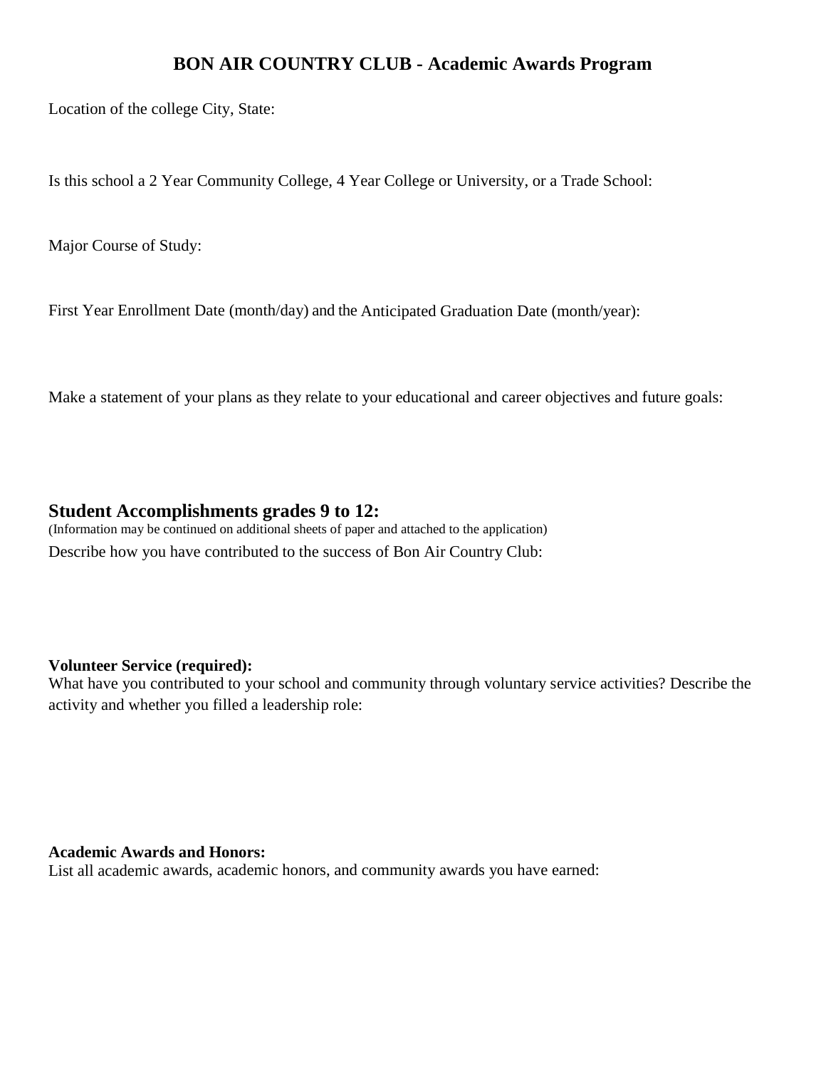# BON AIR COUNTRY CLUB - Academic Awards Program

Location of the college City, State:

Is this school a 2 Year Community College, 4 Year College or University, or a Trade School:

Major Course of Study:

First Year Enrollment Date (month/day) and the Anticipated Graduation Date (month/year):

Make a statement of your plans as they relate to your educational and career objectives and future goals:

## Student Accomplishments grades 9 to 12:

(Information may be continued on additional sheets of paper and attached to the application)

Describe how you have contributed to the success of Bon Air Country Club:

**Volunteer Service (required):**

What have you contributed to your school and community through voluntary service activities? Describe the activity and whether you filled a leadership role:

**Academic Awards and Honors:**

List all academic awards, academic honors, and community awards you have earned: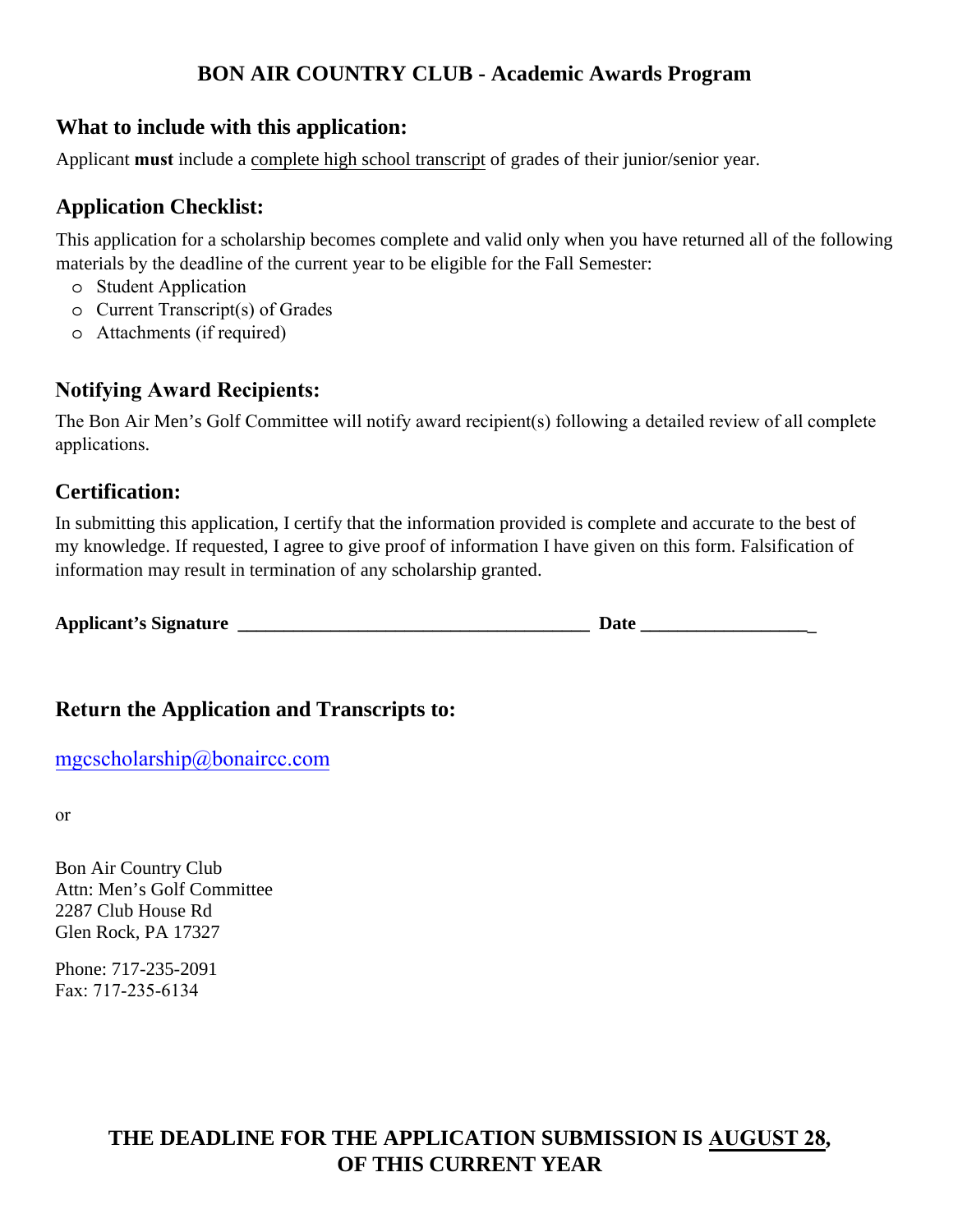# BON AIR COUNTRY CLUB - Academic Awards Program

## What to include with this application:

Applicant **must** include a complete high school transcript of grades of their junior/senior year.

## Application Checklist:

This application for a scholarship becomes complete and valid only when you have returned all of the following materials by the deadline of the current year to be eligible for the Fall Semester:

- Student Application
- Current Transcript(s) of Grades
- Attachments (if required)

## Notifying Award Recipients:

The Bon Air Men's Golf Committee will notify award recipient(s) following a detailed review of all complete applications.

## Certification:

In submitting this application, I certify that the information provided is complete and accurate to the best of my knowledge. If requested, I agree to give proof of information I have given on this form. Falsification of information may result in termination of any scholarship granted.

**Applicant's Signature** ______________________________________ **Date** __________________

## Return the Application and Transcripts to:

mgcscholarship@bonaircc.com

or

Bon Air Country Club
Attn: Men's Golf Committee
2287 Club House Rd
Glen Rock, PA 17327

Phone: 717-235-2091
Fax: 717-235-6134

**THE DEADLINE FOR THE APPLICATION SUBMISSION IS AUGUST 28, OF THIS CURRENT YEAR**